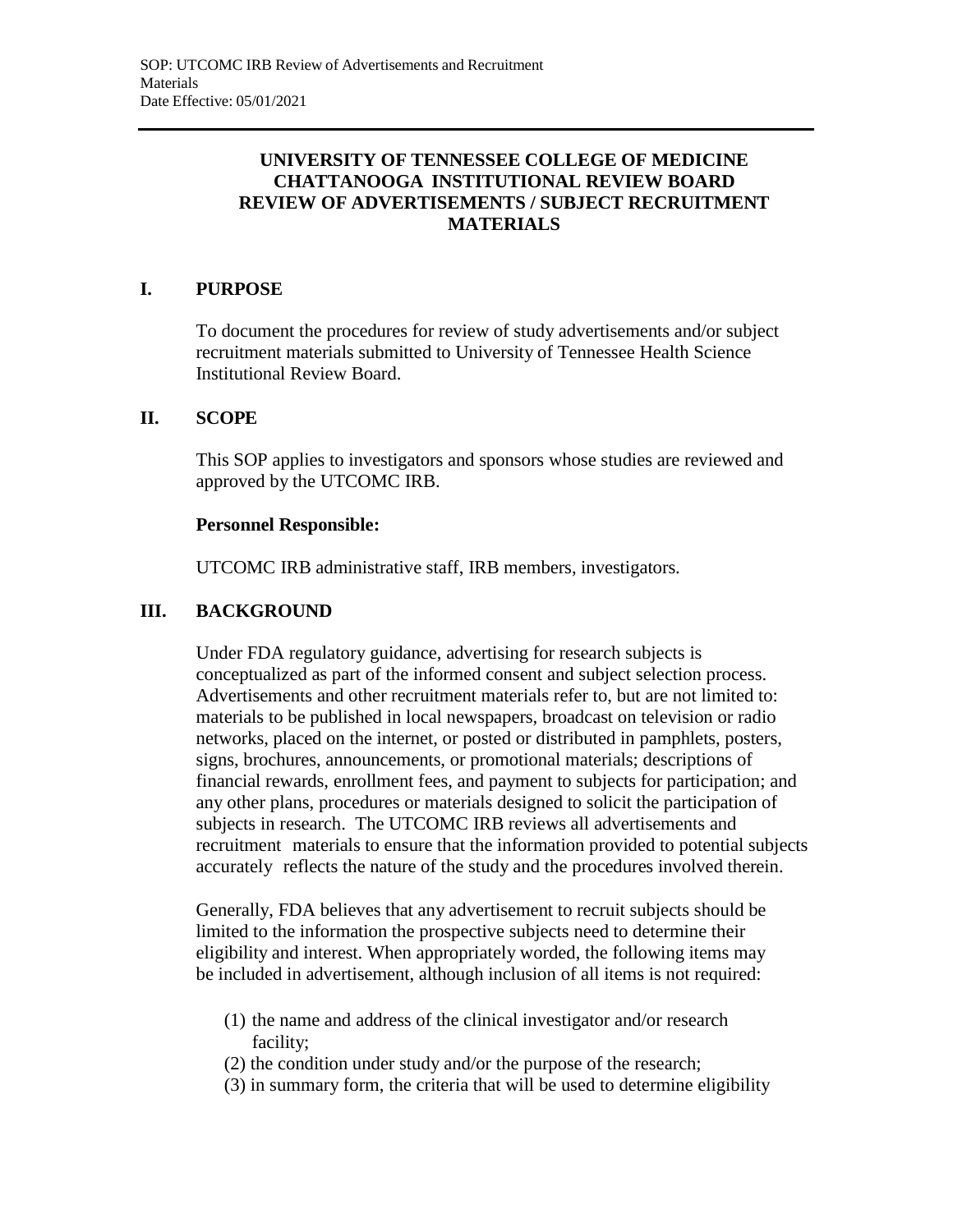# UNIVERSITY OF TENNESSEE COLLEGE OF MEDICINE CHATTANOOGA INSTITUTIONAL REVIEW BOARD REVIEW OF ADVERTISEMENTS / SUBJECT RECRUITMENT MATERIALS

## I. PURPOSE

To document the procedures for review of study advertisements and/or subject recruitment materials submitted to University of Tennessee Health Science Institutional Review Board.

## II. SCOPE

This SOP applies to investigators and sponsors whose studies are reviewed and approved by the UTCOMC IRB.

**Personnel Responsible:**

UTCOMC IRB administrative staff, IRB members, investigators.

## III. BACKGROUND

Under FDA regulatory guidance, advertising for research subjects is conceptualized as part of the informed consent and subject selection process. Advertisements and other recruitment materials refer to, but are not limited to: materials to be published in local newspapers, broadcast on television or radio networks, placed on the internet, or posted or distributed in pamphlets, posters, signs, brochures, announcements, or promotional materials; descriptions of financial rewards, enrollment fees, and payment to subjects for participation; and any other plans, procedures or materials designed to solicit the participation of subjects in research. The UTCOMC IRB reviews all advertisements and recruitment materials to ensure that the information provided to potential subjects accurately reflects the nature of the study and the procedures involved therein.

Generally, FDA believes that any advertisement to recruit subjects should be limited to the information the prospective subjects need to determine their eligibility and interest. When appropriately worded, the following items may be included in advertisement, although inclusion of all items is not required:

(1) the name and address of the clinical investigator and/or research facility;
(2) the condition under study and/or the purpose of the research;
(3) in summary form, the criteria that will be used to determine eligibility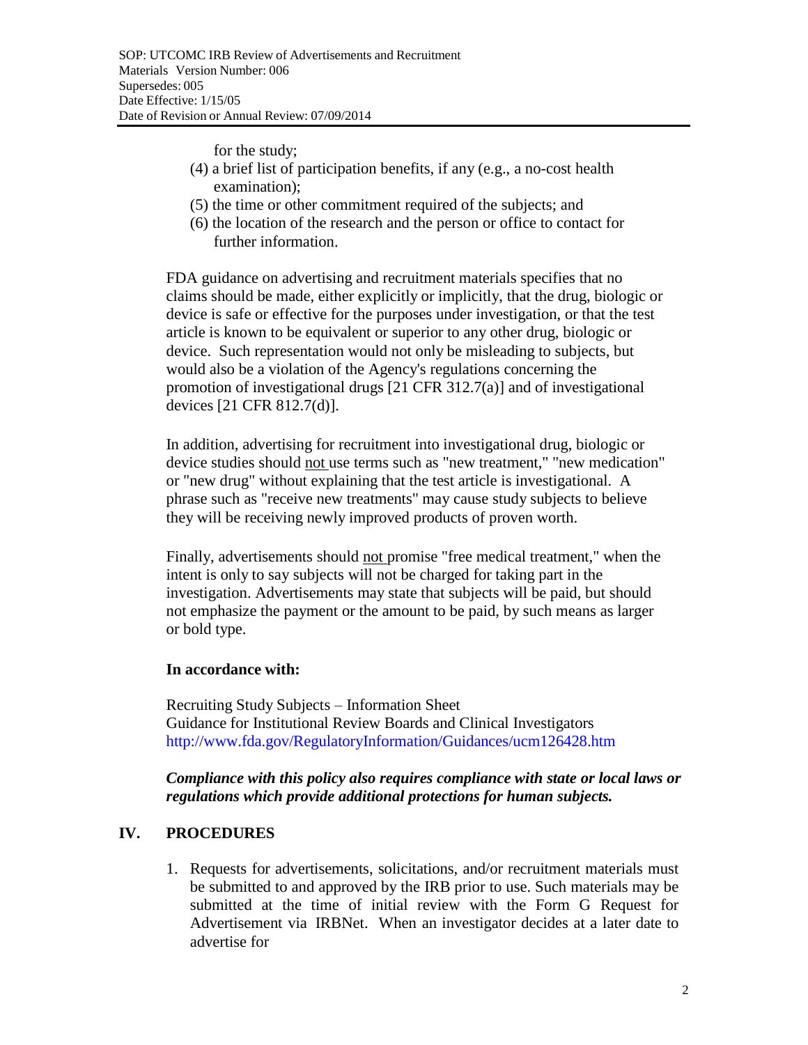for the study;

(4) a brief list of participation benefits, if any (e.g., a no-cost health examination);
(5) the time or other commitment required of the subjects; and
(6) the location of the research and the person or office to contact for further information.

FDA guidance on advertising and recruitment materials specifies that no claims should be made, either explicitly or implicitly, that the drug, biologic or device is safe or effective for the purposes under investigation, or that the test article is known to be equivalent or superior to any other drug, biologic or device. Such representation would not only be misleading to subjects, but would also be a violation of the Agency's regulations concerning the promotion of investigational drugs [21 CFR 312.7(a)] and of investigational devices [21 CFR 812.7(d)].

In addition, advertising for recruitment into investigational drug, biologic or device studies should <u>not</u> use terms such as "new treatment," "new medication" or "new drug" without explaining that the test article is investigational. A phrase such as "receive new treatments" may cause study subjects to believe they will be receiving newly improved products of proven worth.

Finally, advertisements should <u>not</u> promise "free medical treatment," when the intent is only to say subjects will not be charged for taking part in the investigation. Advertisements may state that subjects will be paid, but should not emphasize the payment or the amount to be paid, by such means as larger or bold type.

**In accordance with:**

Recruiting Study Subjects – Information Sheet
Guidance for Institutional Review Boards and Clinical Investigators
http://www.fda.gov/RegulatoryInformation/Guidances/ucm126428.htm

***Compliance with this policy also requires compliance with state or local laws or regulations which provide additional protections for human subjects.***

## IV. PROCEDURES

1. Requests for advertisements, solicitations, and/or recruitment materials must be submitted to and approved by the IRB prior to use. Such materials may be submitted at the time of initial review with the Form G Request for Advertisement via IRBNet. When an investigator decides at a later date to advertise for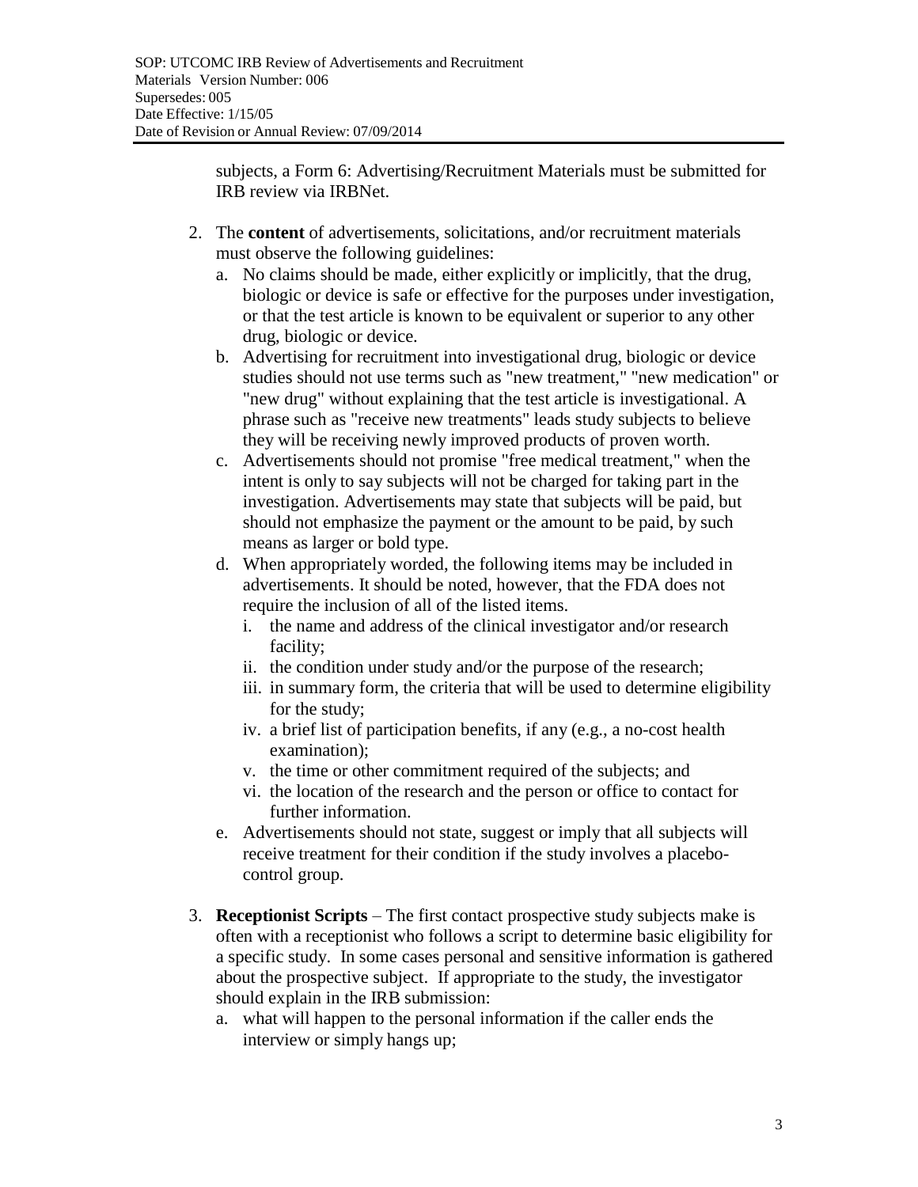subjects, a Form 6: Advertising/Recruitment Materials must be submitted for IRB review via IRBNet.

2. The **content** of advertisements, solicitations, and/or recruitment materials must observe the following guidelines:
   a. No claims should be made, either explicitly or implicitly, that the drug, biologic or device is safe or effective for the purposes under investigation, or that the test article is known to be equivalent or superior to any other drug, biologic or device.
   b. Advertising for recruitment into investigational drug, biologic or device studies should not use terms such as "new treatment," "new medication" or "new drug" without explaining that the test article is investigational. A phrase such as "receive new treatments" leads study subjects to believe they will be receiving newly improved products of proven worth.
   c. Advertisements should not promise "free medical treatment," when the intent is only to say subjects will not be charged for taking part in the investigation. Advertisements may state that subjects will be paid, but should not emphasize the payment or the amount to be paid, by such means as larger or bold type.
   d. When appropriately worded, the following items may be included in advertisements. It should be noted, however, that the FDA does not require the inclusion of all of the listed items.
      i. the name and address of the clinical investigator and/or research facility;
      ii. the condition under study and/or the purpose of the research;
      iii. in summary form, the criteria that will be used to determine eligibility for the study;
      iv. a brief list of participation benefits, if any (e.g., a no-cost health examination);
      v. the time or other commitment required of the subjects; and
      vi. the location of the research and the person or office to contact for further information.
   e. Advertisements should not state, suggest or imply that all subjects will receive treatment for their condition if the study involves a placebo-control group.

3. **Receptionist Scripts** – The first contact prospective study subjects make is often with a receptionist who follows a script to determine basic eligibility for a specific study. In some cases personal and sensitive information is gathered about the prospective subject. If appropriate to the study, the investigator should explain in the IRB submission:
   a. what will happen to the personal information if the caller ends the interview or simply hangs up;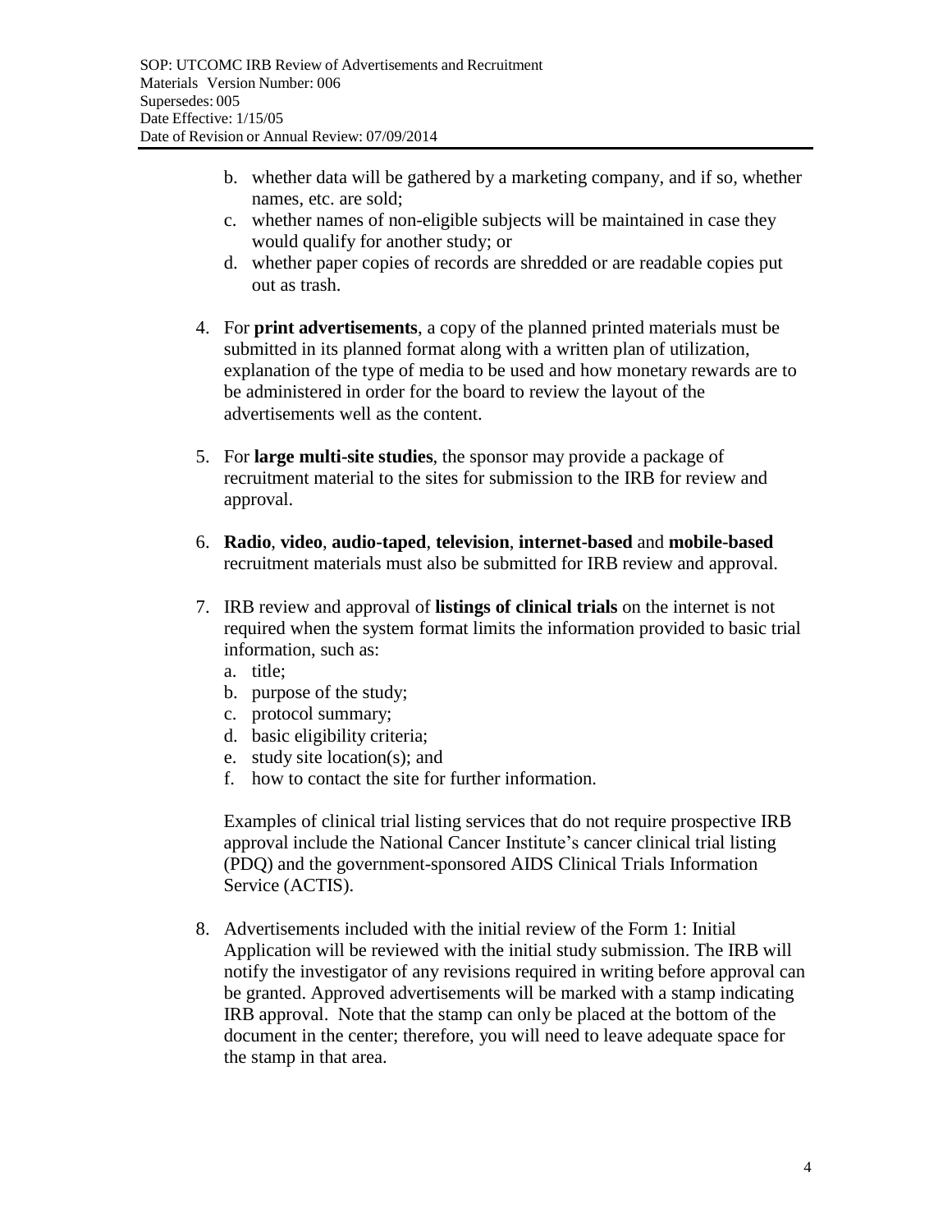b. whether data will be gathered by a marketing company, and if so, whether names, etc. are sold;
   c. whether names of non-eligible subjects will be maintained in case they would qualify for another study; or
   d. whether paper copies of records are shredded or are readable copies put out as trash.

4. For **print advertisements**, a copy of the planned printed materials must be submitted in its planned format along with a written plan of utilization, explanation of the type of media to be used and how monetary rewards are to be administered in order for the board to review the layout of the advertisements well as the content.

5. For **large multi-site studies**, the sponsor may provide a package of recruitment material to the sites for submission to the IRB for review and approval.

6. **Radio**, **video**, **audio-taped**, **television**, **internet-based** and **mobile-based** recruitment materials must also be submitted for IRB review and approval.

7. IRB review and approval of **listings of clinical trials** on the internet is not required when the system format limits the information provided to basic trial information, such as:
   a. title;
   b. purpose of the study;
   c. protocol summary;
   d. basic eligibility criteria;
   e. study site location(s); and
   f. how to contact the site for further information.

   Examples of clinical trial listing services that do not require prospective IRB approval include the National Cancer Institute's cancer clinical trial listing (PDQ) and the government-sponsored AIDS Clinical Trials Information Service (ACTIS).

8. Advertisements included with the initial review of the Form 1: Initial Application will be reviewed with the initial study submission. The IRB will notify the investigator of any revisions required in writing before approval can be granted. Approved advertisements will be marked with a stamp indicating IRB approval. Note that the stamp can only be placed at the bottom of the document in the center; therefore, you will need to leave adequate space for the stamp in that area.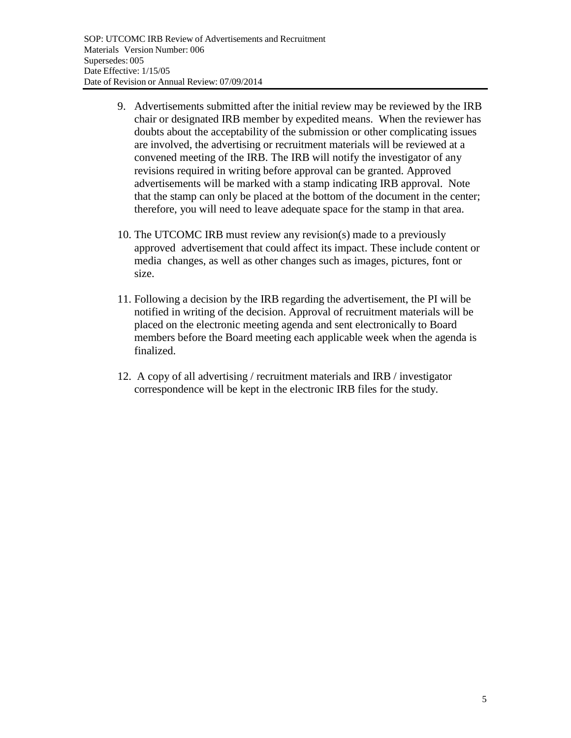9. Advertisements submitted after the initial review may be reviewed by the IRB chair or designated IRB member by expedited means. When the reviewer has doubts about the acceptability of the submission or other complicating issues are involved, the advertising or recruitment materials will be reviewed at a convened meeting of the IRB. The IRB will notify the investigator of any revisions required in writing before approval can be granted. Approved advertisements will be marked with a stamp indicating IRB approval. Note that the stamp can only be placed at the bottom of the document in the center; therefore, you will need to leave adequate space for the stamp in that area.

10. The UTCOMC IRB must review any revision(s) made to a previously approved advertisement that could affect its impact. These include content or media changes, as well as other changes such as images, pictures, font or size.

11. Following a decision by the IRB regarding the advertisement, the PI will be notified in writing of the decision. Approval of recruitment materials will be placed on the electronic meeting agenda and sent electronically to Board members before the Board meeting each applicable week when the agenda is finalized.

12. A copy of all advertising / recruitment materials and IRB / investigator correspondence will be kept in the electronic IRB files for the study.